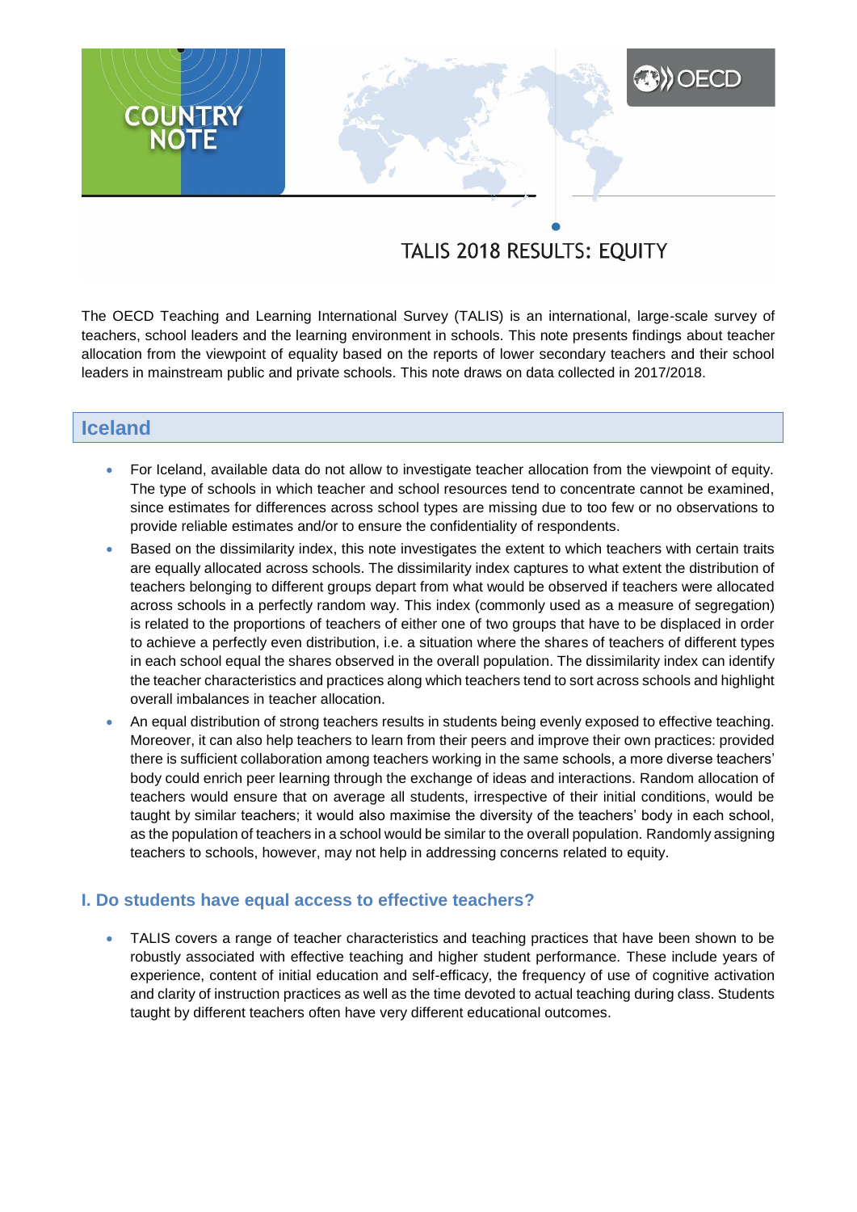COUNTRY NOTE

# TALIS 2018 RESULTS: EQUITY

The OECD Teaching and Learning International Survey (TALIS) is an international, large-scale survey of teachers, school leaders and the learning environment in schools. This note presents findings about teacher allocation from the viewpoint of equality based on the reports of lower secondary teachers and their school leaders in mainstream public and private schools. This note draws on data collected in 2017/2018.

## Iceland

- For Iceland, available data do not allow to investigate teacher allocation from the viewpoint of equity. The type of schools in which teacher and school resources tend to concentrate cannot be examined, since estimates for differences across school types are missing due to too few or no observations to provide reliable estimates and/or to ensure the confidentiality of respondents.
- Based on the dissimilarity index, this note investigates the extent to which teachers with certain traits are equally allocated across schools. The dissimilarity index captures to what extent the distribution of teachers belonging to different groups depart from what would be observed if teachers were allocated across schools in a perfectly random way. This index (commonly used as a measure of segregation) is related to the proportions of teachers of either one of two groups that have to be displaced in order to achieve a perfectly even distribution, i.e. a situation where the shares of teachers of different types in each school equal the shares observed in the overall population. The dissimilarity index can identify the teacher characteristics and practices along which teachers tend to sort across schools and highlight overall imbalances in teacher allocation.
- An equal distribution of strong teachers results in students being evenly exposed to effective teaching. Moreover, it can also help teachers to learn from their peers and improve their own practices: provided there is sufficient collaboration among teachers working in the same schools, a more diverse teachers' body could enrich peer learning through the exchange of ideas and interactions. Random allocation of teachers would ensure that on average all students, irrespective of their initial conditions, would be taught by similar teachers; it would also maximise the diversity of the teachers' body in each school, as the population of teachers in a school would be similar to the overall population. Randomly assigning teachers to schools, however, may not help in addressing concerns related to equity.

### I. Do students have equal access to effective teachers?

- TALIS covers a range of teacher characteristics and teaching practices that have been shown to be robustly associated with effective teaching and higher student performance. These include years of experience, content of initial education and self-efficacy, the frequency of use of cognitive activation and clarity of instruction practices as well as the time devoted to actual teaching during class. Students taught by different teachers often have very different educational outcomes.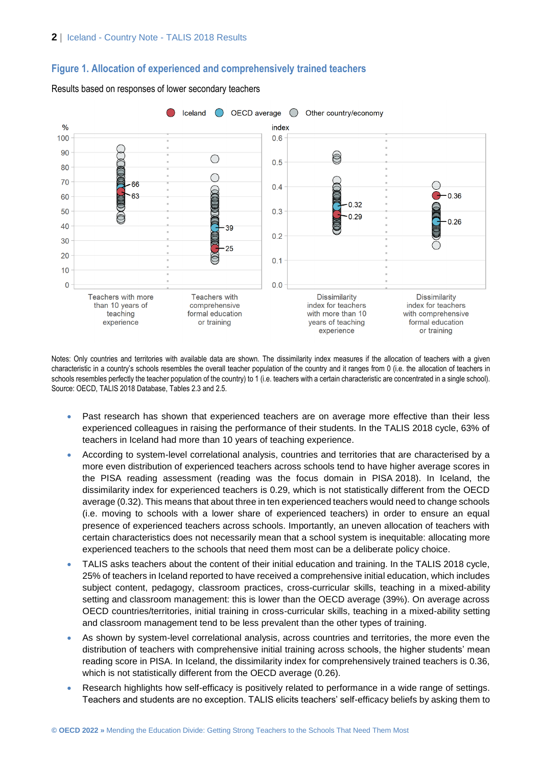## Figure 1. Allocation of experienced and comprehensively trained teachers

Results based on responses of lower secondary teachers

Notes: Only countries and territories with available data are shown. The dissimilarity index measures if the allocation of teachers with a given characteristic in a country's schools resembles the overall teacher population of the country and it ranges from 0 (i.e. the allocation of teachers in schools resembles perfectly the teacher population of the country) to 1 (i.e. teachers with a certain characteristic are concentrated in a single school).
Source: OECD, TALIS 2018 Database, Tables 2.3 and 2.5.

- Past research has shown that experienced teachers are on average more effective than their less experienced colleagues in raising the performance of their students. In the TALIS 2018 cycle, 63% of teachers in Iceland had more than 10 years of teaching experience.
- According to system-level correlational analysis, countries and territories that are characterised by a more even distribution of experienced teachers across schools tend to have higher average scores in the PISA reading assessment (reading was the focus domain in PISA 2018). In Iceland, the dissimilarity index for experienced teachers is 0.29, which is not statistically different from the OECD average (0.32). This means that about three in ten experienced teachers would need to change schools (i.e. moving to schools with a lower share of experienced teachers) in order to ensure an equal presence of experienced teachers across schools. Importantly, an uneven allocation of teachers with certain characteristics does not necessarily mean that a school system is inequitable: allocating more experienced teachers to the schools that need them most can be a deliberate policy choice.
- TALIS asks teachers about the content of their initial education and training. In the TALIS 2018 cycle, 25% of teachers in Iceland reported to have received a comprehensive initial education, which includes subject content, pedagogy, classroom practices, cross-curricular skills, teaching in a mixed-ability setting and classroom management: this is lower than the OECD average (39%). On average across OECD countries/territories, initial training in cross-curricular skills, teaching in a mixed-ability setting and classroom management tend to be less prevalent than the other types of training.
- As shown by system-level correlational analysis, across countries and territories, the more even the distribution of teachers with comprehensive initial training across schools, the higher students' mean reading score in PISA. In Iceland, the dissimilarity index for comprehensively trained teachers is 0.36, which is not statistically different from the OECD average (0.26).
- Research highlights how self-efficacy is positively related to performance in a wide range of settings. Teachers and students are no exception. TALIS elicits teachers' self-efficacy beliefs by asking them to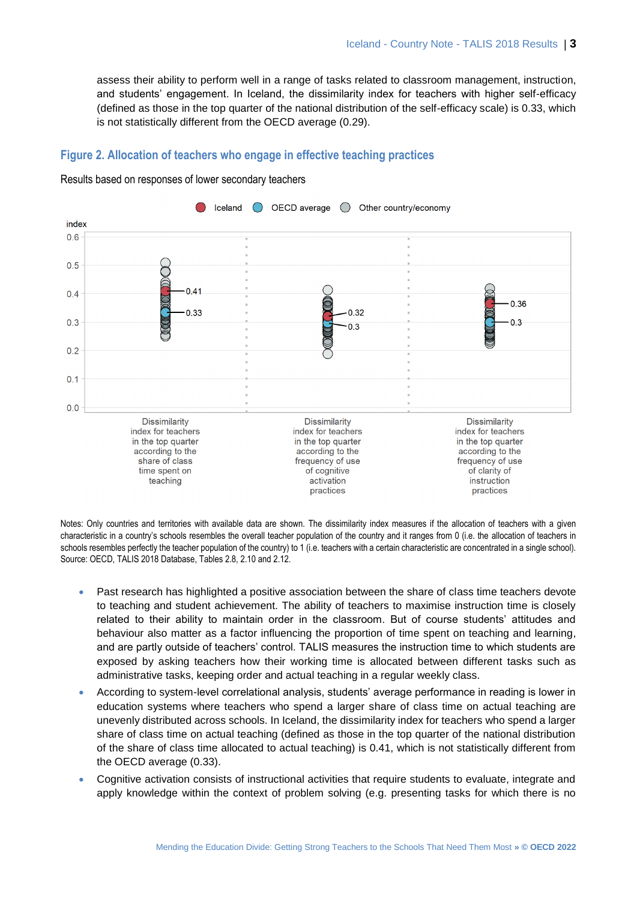assess their ability to perform well in a range of tasks related to classroom management, instruction, and students' engagement. In Iceland, the dissimilarity index for teachers with higher self-efficacy (defined as those in the top quarter of the national distribution of the self-efficacy scale) is 0.33, which is not statistically different from the OECD average (0.29).

## Figure 2. Allocation of teachers who engage in effective teaching practices

Results based on responses of lower secondary teachers

Notes: Only countries and territories with available data are shown. The dissimilarity index measures if the allocation of teachers with a given characteristic in a country's schools resembles the overall teacher population of the country and it ranges from 0 (i.e. the allocation of teachers in schools resembles perfectly the teacher population of the country) to 1 (i.e. teachers with a certain characteristic are concentrated in a single school).
Source: OECD, TALIS 2018 Database, Tables 2.8, 2.10 and 2.12.

- Past research has highlighted a positive association between the share of class time teachers devote to teaching and student achievement. The ability of teachers to maximise instruction time is closely related to their ability to maintain order in the classroom. But of course students' attitudes and behaviour also matter as a factor influencing the proportion of time spent on teaching and learning, and are partly outside of teachers' control. TALIS measures the instruction time to which students are exposed by asking teachers how their working time is allocated between different tasks such as administrative tasks, keeping order and actual teaching in a regular weekly class.
- According to system-level correlational analysis, students' average performance in reading is lower in education systems where teachers who spend a larger share of class time on actual teaching are unevenly distributed across schools. In Iceland, the dissimilarity index for teachers who spend a larger share of class time on actual teaching (defined as those in the top quarter of the national distribution of the share of class time allocated to actual teaching) is 0.41, which is not statistically different from the OECD average (0.33).
- Cognitive activation consists of instructional activities that require students to evaluate, integrate and apply knowledge within the context of problem solving (e.g. presenting tasks for which there is no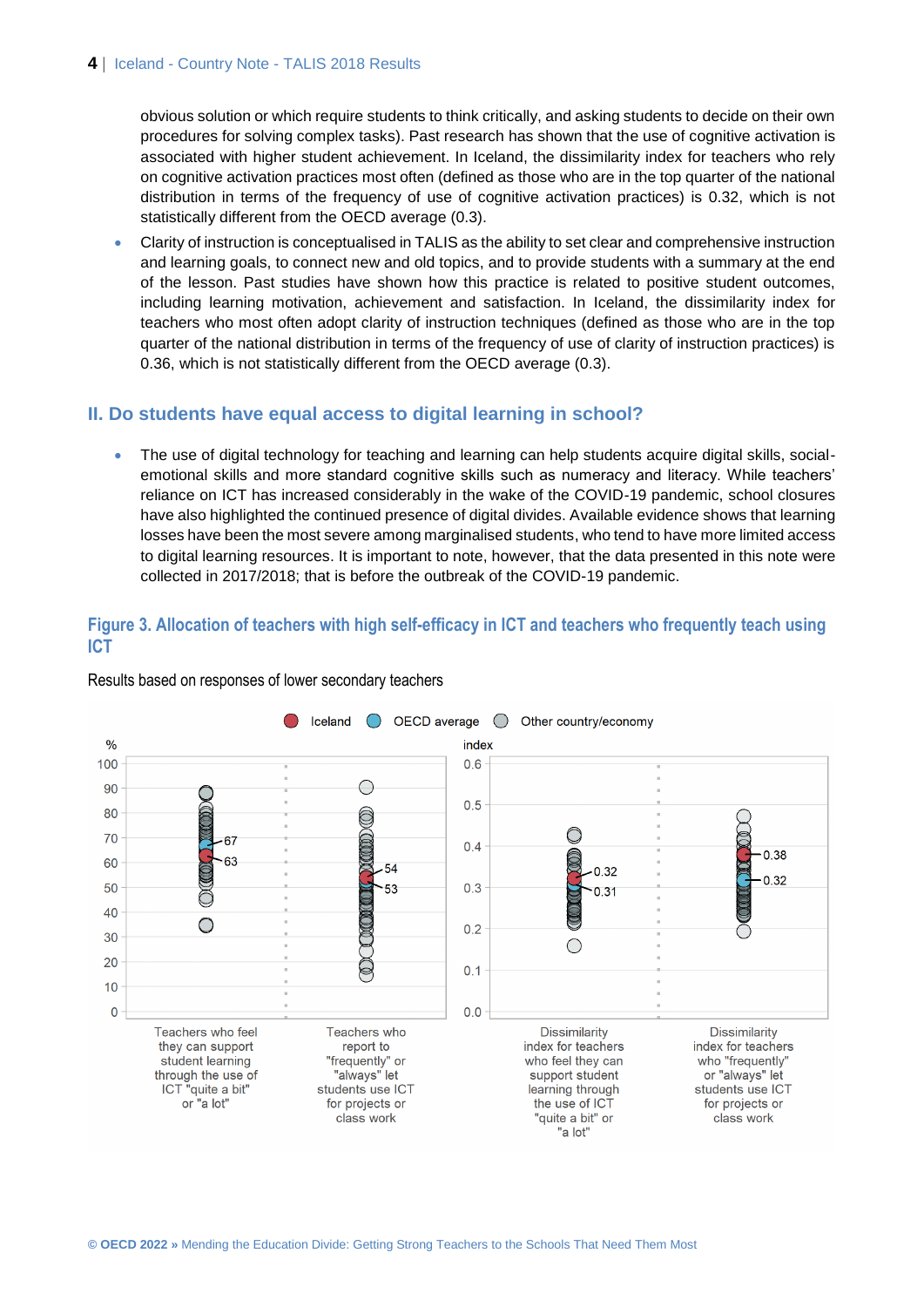obvious solution or which require students to think critically, and asking students to decide on their own procedures for solving complex tasks). Past research has shown that the use of cognitive activation is associated with higher student achievement. In Iceland, the dissimilarity index for teachers who rely on cognitive activation practices most often (defined as those who are in the top quarter of the national distribution in terms of the frequency of use of cognitive activation practices) is 0.32, which is not statistically different from the OECD average (0.3).

- Clarity of instruction is conceptualised in TALIS as the ability to set clear and comprehensive instruction and learning goals, to connect new and old topics, and to provide students with a summary at the end of the lesson. Past studies have shown how this practice is related to positive student outcomes, including learning motivation, achievement and satisfaction. In Iceland, the dissimilarity index for teachers who most often adopt clarity of instruction techniques (defined as those who are in the top quarter of the national distribution in terms of the frequency of use of clarity of instruction practices) is 0.36, which is not statistically different from the OECD average (0.3).

## II. Do students have equal access to digital learning in school?

- The use of digital technology for teaching and learning can help students acquire digital skills, social-emotional skills and more standard cognitive skills such as numeracy and literacy. While teachers' reliance on ICT has increased considerably in the wake of the COVID-19 pandemic, school closures have also highlighted the continued presence of digital divides. Available evidence shows that learning losses have been the most severe among marginalised students, who tend to have more limited access to digital learning resources. It is important to note, however, that the data presented in this note were collected in 2017/2018; that is before the outbreak of the COVID-19 pandemic.

### Figure 3. Allocation of teachers with high self-efficacy in ICT and teachers who frequently teach using ICT

Results based on responses of lower secondary teachers

| | Iceland | OECD average |
|---|---|---|
| Teachers who feel they can support student learning through the use of ICT "quite a bit" or "a lot" (%) | 63 | 67 |
| Teachers who report to "frequently" or "always" let students use ICT for projects or class work (%) | 54 | 53 |
| Dissimilarity index for teachers who feel they can support student learning through the use of ICT "quite a bit" or "a lot" (index) | 0.32 | 0.31 |
| Dissimilarity index for teachers who "frequently" or "always" let students use ICT for projects or class work (index) | 0.38 | 0.32 |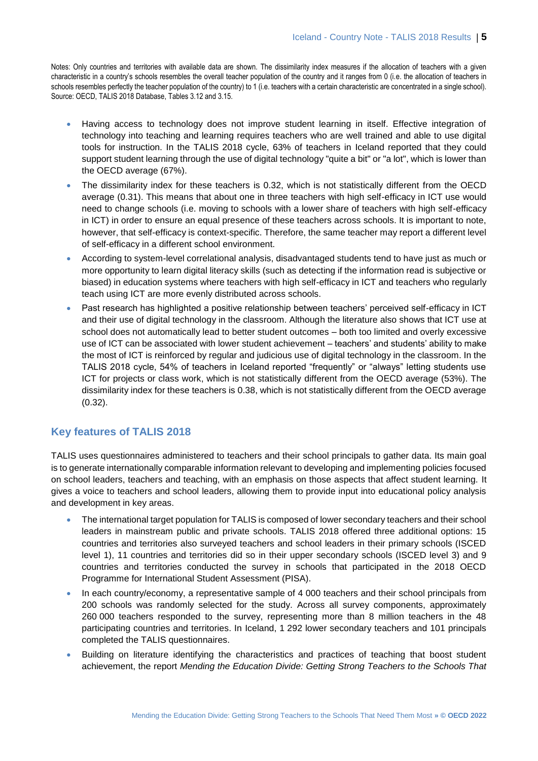Notes: Only countries and territories with available data are shown. The dissimilarity index measures if the allocation of teachers with a given characteristic in a country's schools resembles the overall teacher population of the country and it ranges from 0 (i.e. the allocation of teachers in schools resembles perfectly the teacher population of the country) to 1 (i.e. teachers with a certain characteristic are concentrated in a single school).
Source: OECD, TALIS 2018 Database, Tables 3.12 and 3.15.

- Having access to technology does not improve student learning in itself. Effective integration of technology into teaching and learning requires teachers who are well trained and able to use digital tools for instruction. In the TALIS 2018 cycle, 63% of teachers in Iceland reported that they could support student learning through the use of digital technology "quite a bit" or "a lot", which is lower than the OECD average (67%).
- The dissimilarity index for these teachers is 0.32, which is not statistically different from the OECD average (0.31). This means that about one in three teachers with high self-efficacy in ICT use would need to change schools (i.e. moving to schools with a lower share of teachers with high self-efficacy in ICT) in order to ensure an equal presence of these teachers across schools. It is important to note, however, that self-efficacy is context-specific. Therefore, the same teacher may report a different level of self-efficacy in a different school environment.
- According to system-level correlational analysis, disadvantaged students tend to have just as much or more opportunity to learn digital literacy skills (such as detecting if the information read is subjective or biased) in education systems where teachers with high self-efficacy in ICT and teachers who regularly teach using ICT are more evenly distributed across schools.
- Past research has highlighted a positive relationship between teachers' perceived self-efficacy in ICT and their use of digital technology in the classroom. Although the literature also shows that ICT use at school does not automatically lead to better student outcomes – both too limited and overly excessive use of ICT can be associated with lower student achievement – teachers' and students' ability to make the most of ICT is reinforced by regular and judicious use of digital technology in the classroom. In the TALIS 2018 cycle, 54% of teachers in Iceland reported "frequently" or "always" letting students use ICT for projects or class work, which is not statistically different from the OECD average (53%). The dissimilarity index for these teachers is 0.38, which is not statistically different from the OECD average (0.32).

## Key features of TALIS 2018

TALIS uses questionnaires administered to teachers and their school principals to gather data. Its main goal is to generate internationally comparable information relevant to developing and implementing policies focused on school leaders, teachers and teaching, with an emphasis on those aspects that affect student learning. It gives a voice to teachers and school leaders, allowing them to provide input into educational policy analysis and development in key areas.

- The international target population for TALIS is composed of lower secondary teachers and their school leaders in mainstream public and private schools. TALIS 2018 offered three additional options: 15 countries and territories also surveyed teachers and school leaders in their primary schools (ISCED level 1), 11 countries and territories did so in their upper secondary schools (ISCED level 3) and 9 countries and territories conducted the survey in schools that participated in the 2018 OECD Programme for International Student Assessment (PISA).
- In each country/economy, a representative sample of 4 000 teachers and their school principals from 200 schools was randomly selected for the study. Across all survey components, approximately 260 000 teachers responded to the survey, representing more than 8 million teachers in the 48 participating countries and territories. In Iceland, 1 292 lower secondary teachers and 101 principals completed the TALIS questionnaires.
- Building on literature identifying the characteristics and practices of teaching that boost student achievement, the report *Mending the Education Divide: Getting Strong Teachers to the Schools That*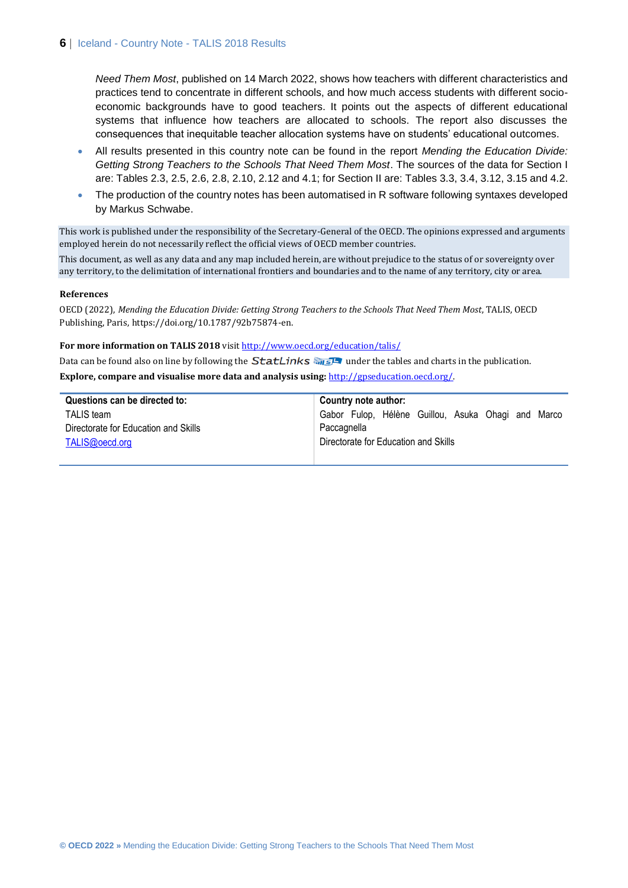*Need Them Most*, published on 14 March 2022, shows how teachers with different characteristics and practices tend to concentrate in different schools, and how much access students with different socio-economic backgrounds have to good teachers. It points out the aspects of different educational systems that influence how teachers are allocated to schools. The report also discusses the consequences that inequitable teacher allocation systems have on students' educational outcomes.

- All results presented in this country note can be found in the report *Mending the Education Divide: Getting Strong Teachers to the Schools That Need Them Most*. The sources of the data for Section I are: Tables 2.3, 2.5, 2.6, 2.8, 2.10, 2.12 and 4.1; for Section II are: Tables 3.3, 3.4, 3.12, 3.15 and 4.2.
- The production of the country notes has been automatised in R software following syntaxes developed by Markus Schwabe.

This work is published under the responsibility of the Secretary-General of the OECD. The opinions expressed and arguments employed herein do not necessarily reflect the official views of OECD member countries.

This document, as well as any data and any map included herein, are without prejudice to the status of or sovereignty over any territory, to the delimitation of international frontiers and boundaries and to the name of any territory, city or area.

**References**

OECD (2022), *Mending the Education Divide: Getting Strong Teachers to the Schools That Need Them Most*, TALIS, OECD Publishing, Paris, https://doi.org/10.1787/92b75874-en.

**For more information on TALIS 2018** visit http://www.oecd.org/education/talis/

Data can be found also on line by following the StatLinks under the tables and charts in the publication.

**Explore, compare and visualise more data and analysis using:** http://gpseducation.oecd.org/.

| **Questions can be directed to:** | **Country note author:** |
|---|---|
| TALIS team<br>Directorate for Education and Skills<br>TALIS@oecd.org | Gabor Fulop, Hélène Guillou, Asuka Ohagi and Marco Paccagnella<br>Directorate for Education and Skills |